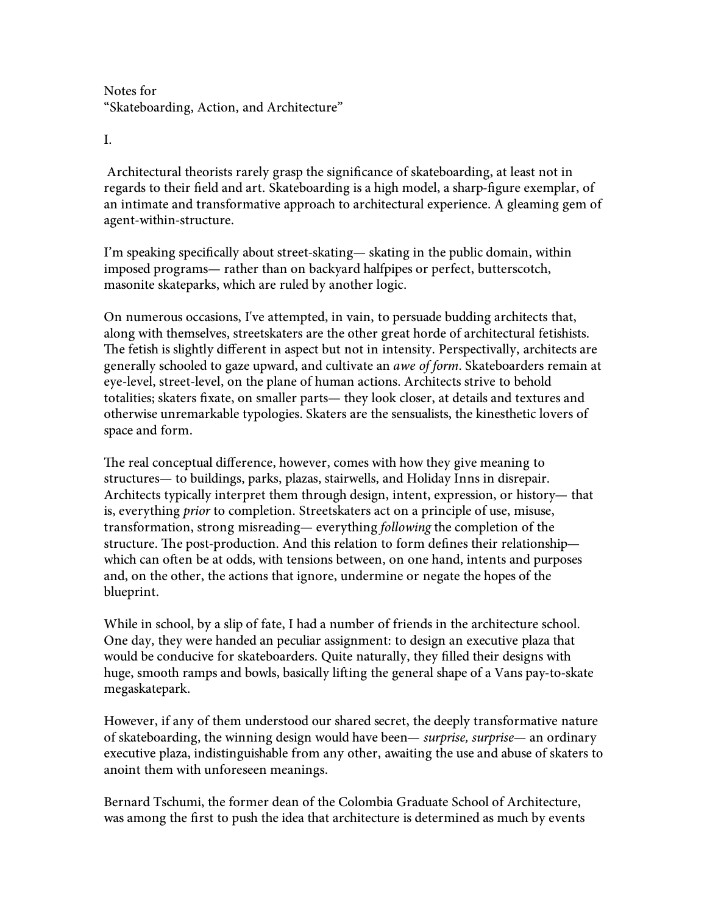Notes for
"Skateboarding, Action, and Architecture"

I.

Architectural theorists rarely grasp the significance of skateboarding, at least not in regards to their field and art. Skateboarding is a high model, a sharp-figure exemplar, of an intimate and transformative approach to architectural experience. A gleaming gem of agent-within-structure.

I'm speaking specifically about street-skating— skating in the public domain, within imposed programs— rather than on backyard halfpipes or perfect, butterscotch, masonite skateparks, which are ruled by another logic.

On numerous occasions, I've attempted, in vain, to persuade budding architects that, along with themselves, streetskaters are the other great horde of architectural fetishists. The fetish is slightly different in aspect but not in intensity. Perspectivally, architects are generally schooled to gaze upward, and cultivate an *awe of form*. Skateboarders remain at eye-level, street-level, on the plane of human actions. Architects strive to behold totalities; skaters fixate, on smaller parts— they look closer, at details and textures and otherwise unremarkable typologies. Skaters are the sensualists, the kinesthetic lovers of space and form.

The real conceptual difference, however, comes with how they give meaning to structures— to buildings, parks, plazas, stairwells, and Holiday Inns in disrepair. Architects typically interpret them through design, intent, expression, or history— that is, everything *prior* to completion. Streetskaters act on a principle of use, misuse, transformation, strong misreading— everything *following* the completion of the structure. The post-production. And this relation to form defines their relationship— which can often be at odds, with tensions between, on one hand, intents and purposes and, on the other, the actions that ignore, undermine or negate the hopes of the blueprint.

While in school, by a slip of fate, I had a number of friends in the architecture school. One day, they were handed an peculiar assignment: to design an executive plaza that would be conducive for skateboarders. Quite naturally, they filled their designs with huge, smooth ramps and bowls, basically lifting the general shape of a Vans pay-to-skate megaskatepark.

However, if any of them understood our shared secret, the deeply transformative nature of skateboarding, the winning design would have been— *surprise, surprise*— an ordinary executive plaza, indistinguishable from any other, awaiting the use and abuse of skaters to anoint them with unforeseen meanings.

Bernard Tschumi, the former dean of the Colombia Graduate School of Architecture, was among the first to push the idea that architecture is determined as much by events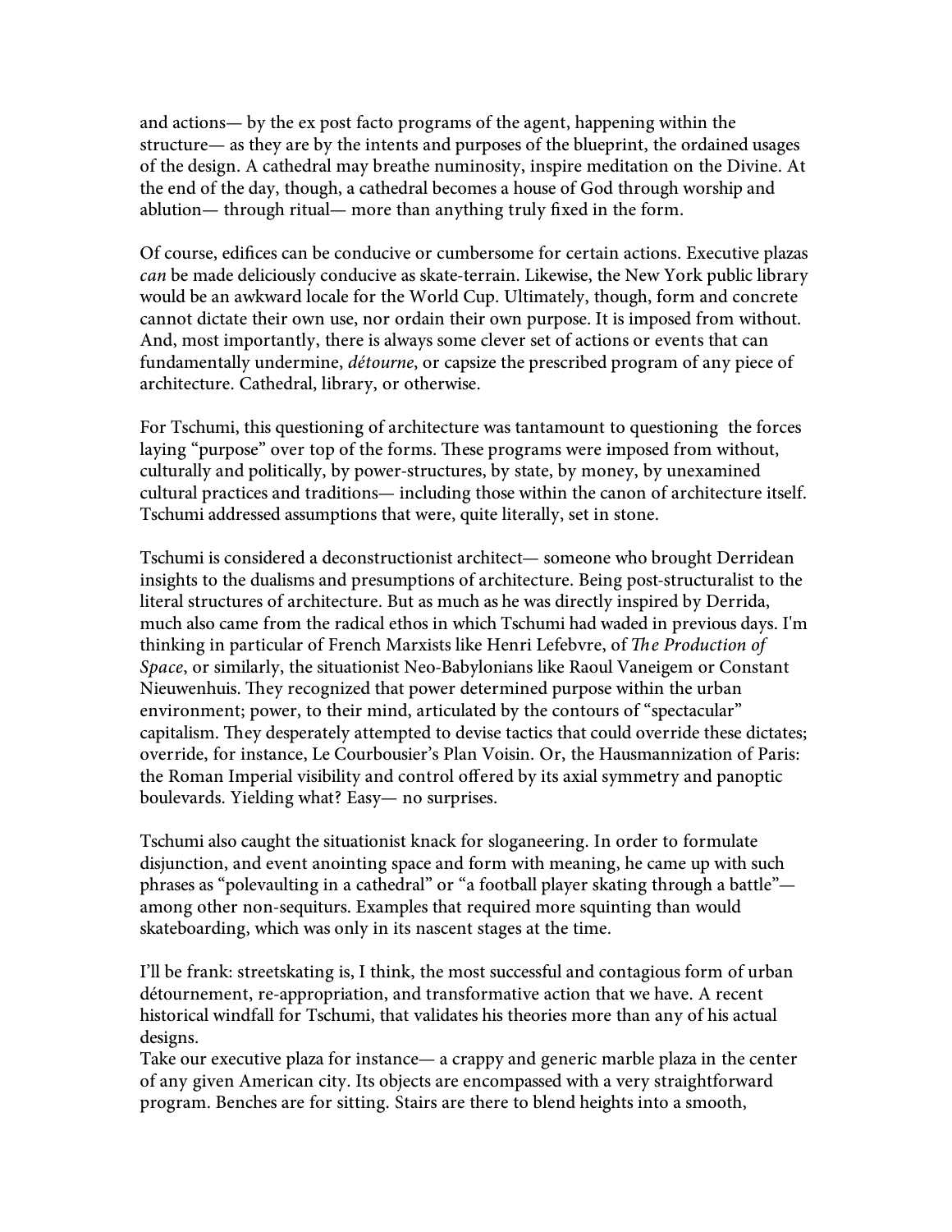and actions— by the ex post facto programs of the agent, happening within the structure— as they are by the intents and purposes of the blueprint, the ordained usages of the design. A cathedral may breathe numinosity, inspire meditation on the Divine. At the end of the day, though, a cathedral becomes a house of God through worship and ablution— through ritual— more than anything truly fixed in the form.

Of course, edifices can be conducive or cumbersome for certain actions. Executive plazas *can* be made deliciously conducive as skate-terrain. Likewise, the New York public library would be an awkward locale for the World Cup. Ultimately, though, form and concrete cannot dictate their own use, nor ordain their own purpose. It is imposed from without. And, most importantly, there is always some clever set of actions or events that can fundamentally undermine, *détourne*, or capsize the prescribed program of any piece of architecture. Cathedral, library, or otherwise.

For Tschumi, this questioning of architecture was tantamount to questioning the forces laying "purpose" over top of the forms. These programs were imposed from without, culturally and politically, by power-structures, by state, by money, by unexamined cultural practices and traditions— including those within the canon of architecture itself. Tschumi addressed assumptions that were, quite literally, set in stone.

Tschumi is considered a deconstructionist architect— someone who brought Derridean insights to the dualisms and presumptions of architecture. Being post-structuralist to the literal structures of architecture. But as much as he was directly inspired by Derrida, much also came from the radical ethos in which Tschumi had waded in previous days. I'm thinking in particular of French Marxists like Henri Lefebvre, of *The Production of Space*, or similarly, the situationist Neo-Babylonians like Raoul Vaneigem or Constant Nieuwenhuis. They recognized that power determined purpose within the urban environment; power, to their mind, articulated by the contours of "spectacular" capitalism. They desperately attempted to devise tactics that could override these dictates; override, for instance, Le Courbousier's Plan Voisin. Or, the Hausmannization of Paris: the Roman Imperial visibility and control offered by its axial symmetry and panoptic boulevards. Yielding what? Easy— no surprises.

Tschumi also caught the situationist knack for sloganeering. In order to formulate disjunction, and event anointing space and form with meaning, he came up with such phrases as "polevaulting in a cathedral" or "a football player skating through a battle"— among other non-sequiturs. Examples that required more squinting than would skateboarding, which was only in its nascent stages at the time.

I'll be frank: streetskating is, I think, the most successful and contagious form of urban détournement, re-appropriation, and transformative action that we have. A recent historical windfall for Tschumi, that validates his theories more than any of his actual designs.

Take our executive plaza for instance— a crappy and generic marble plaza in the center of any given American city. Its objects are encompassed with a very straightforward program. Benches are for sitting. Stairs are there to blend heights into a smooth,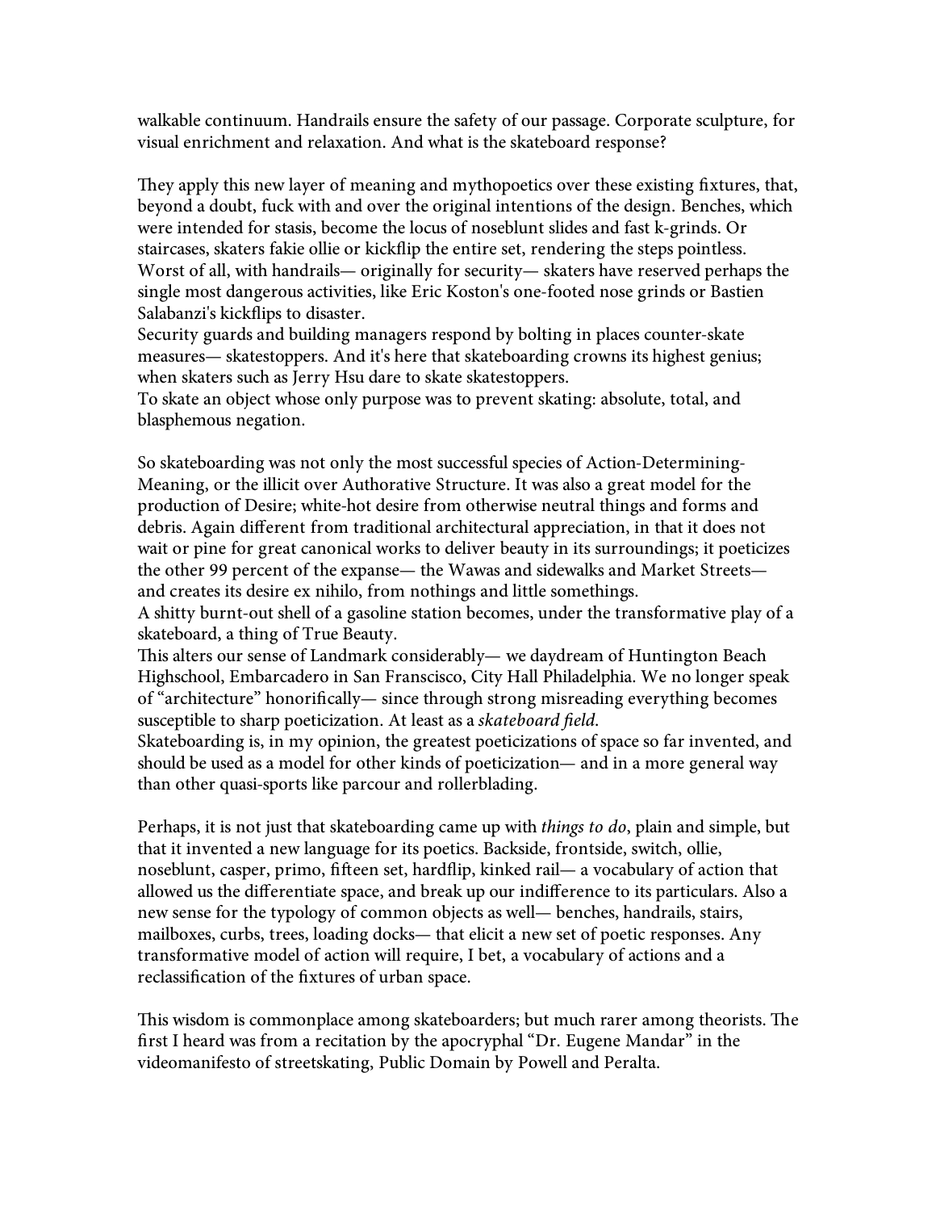walkable continuum. Handrails ensure the safety of our passage. Corporate sculpture, for visual enrichment and relaxation. And what is the skateboard response?

They apply this new layer of meaning and mythopoetics over these existing fixtures, that, beyond a doubt, fuck with and over the original intentions of the design. Benches, which were intended for stasis, become the locus of noseblunt slides and fast k-grinds. Or staircases, skaters fakie ollie or kickflip the entire set, rendering the steps pointless. Worst of all, with handrails— originally for security— skaters have reserved perhaps the single most dangerous activities, like Eric Koston's one-footed nose grinds or Bastien Salabanzi's kickflips to disaster.
Security guards and building managers respond by bolting in places counter-skate measures— skatestoppers. And it's here that skateboarding crowns its highest genius; when skaters such as Jerry Hsu dare to skate skatestoppers.
To skate an object whose only purpose was to prevent skating: absolute, total, and blasphemous negation.

So skateboarding was not only the most successful species of Action-Determining-Meaning, or the illicit over Authorative Structure. It was also a great model for the production of Desire; white-hot desire from otherwise neutral things and forms and debris. Again different from traditional architectural appreciation, in that it does not wait or pine for great canonical works to deliver beauty in its surroundings; it poeticizes the other 99 percent of the expanse— the Wawas and sidewalks and Market Streets— and creates its desire ex nihilo, from nothings and little somethings.
A shitty burnt-out shell of a gasoline station becomes, under the transformative play of a skateboard, a thing of True Beauty.
This alters our sense of Landmark considerably— we daydream of Huntington Beach Highschool, Embarcadero in San Franscisco, City Hall Philadelphia. We no longer speak of "architecture" honorifically— since through strong misreading everything becomes susceptible to sharp poeticization. At least as a *skateboard field.*
Skateboarding is, in my opinion, the greatest poeticizations of space so far invented, and should be used as a model for other kinds of poeticization— and in a more general way than other quasi-sports like parcour and rollerblading.

Perhaps, it is not just that skateboarding came up with *things to do*, plain and simple, but that it invented a new language for its poetics. Backside, frontside, switch, ollie, noseblunt, casper, primo, fifteen set, hardflip, kinked rail— a vocabulary of action that allowed us the differentiate space, and break up our indifference to its particulars. Also a new sense for the typology of common objects as well— benches, handrails, stairs, mailboxes, curbs, trees, loading docks— that elicit a new set of poetic responses. Any transformative model of action will require, I bet, a vocabulary of actions and a reclassification of the fixtures of urban space.

This wisdom is commonplace among skateboarders; but much rarer among theorists. The first I heard was from a recitation by the apocryphal "Dr. Eugene Mandar" in the videomanifesto of streetskating, Public Domain by Powell and Peralta.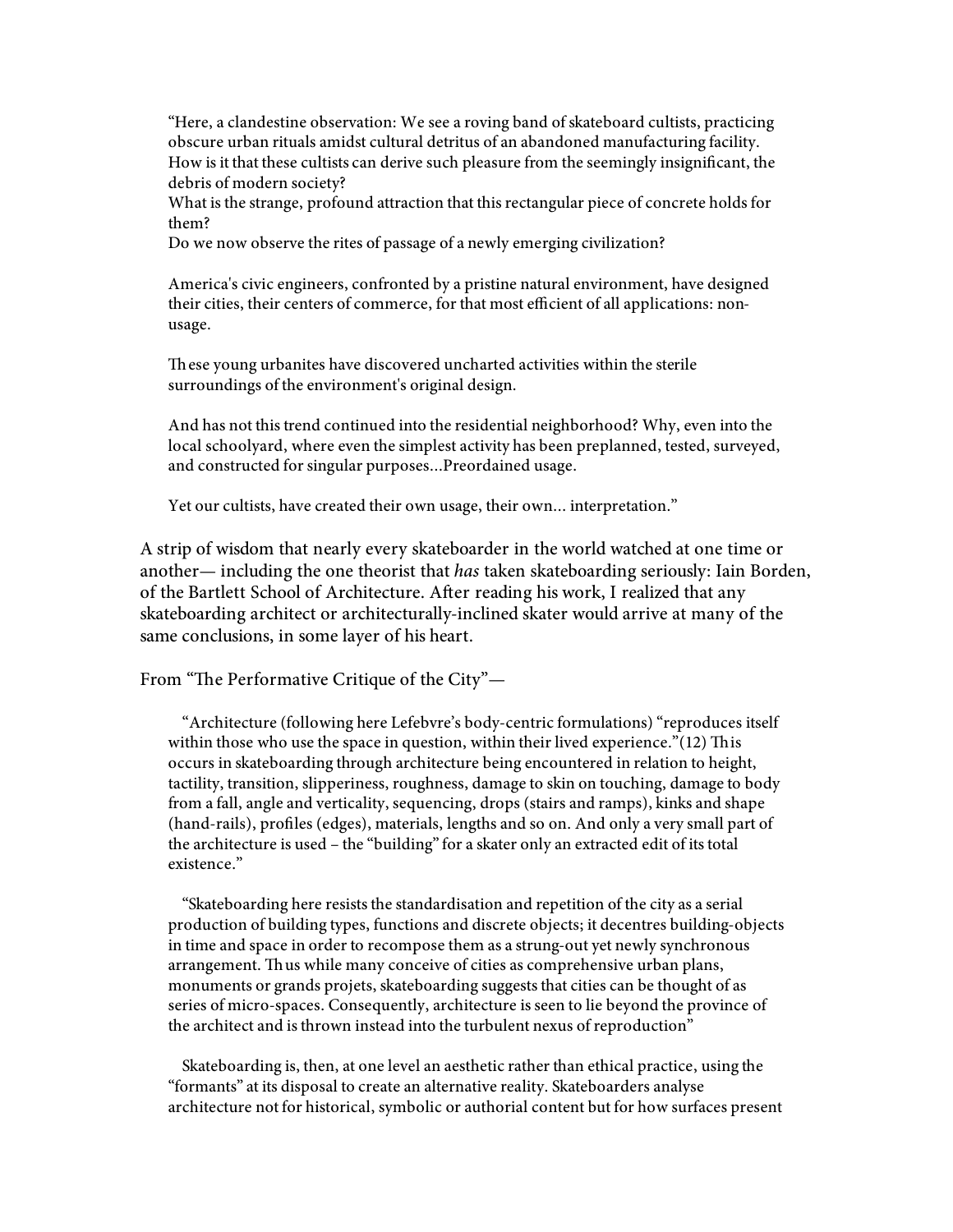> "Here, a clandestine observation: We see a roving band of skateboard cultists, practicing obscure urban rituals amidst cultural detritus of an abandoned manufacturing facility. How is it that these cultists can derive such pleasure from the seemingly insignificant, the debris of modern society?
> What is the strange, profound attraction that this rectangular piece of concrete holds for them?
> Do we now observe the rites of passage of a newly emerging civilization?
>
> America's civic engineers, confronted by a pristine natural environment, have designed their cities, their centers of commerce, for that most efficient of all applications: non-usage.
>
> These young urbanites have discovered uncharted activities within the sterile surroundings of the environment's original design.
>
> And has not this trend continued into the residential neighborhood? Why, even into the local schoolyard, where even the simplest activity has been preplanned, tested, surveyed, and constructed for singular purposes...Preordained usage.
>
> Yet our cultists, have created their own usage, their own... interpretation."

A strip of wisdom that nearly every skateboarder in the world watched at one time or another— including the one theorist that *has* taken skateboarding seriously: Iain Borden, of the Bartlett School of Architecture. After reading his work, I realized that any skateboarding architect or architecturally-inclined skater would arrive at many of the same conclusions, in some layer of his heart.

From "The Performative Critique of the City"—

> "Architecture (following here Lefebvre's body-centric formulations) "reproduces itself within those who use the space in question, within their lived experience."(12) This occurs in skateboarding through architecture being encountered in relation to height, tactility, transition, slipperiness, roughness, damage to skin on touching, damage to body from a fall, angle and verticality, sequencing, drops (stairs and ramps), kinks and shape (hand-rails), profiles (edges), materials, lengths and so on. And only a very small part of the architecture is used – the "building" for a skater only an extracted edit of its total existence."
>
> "Skateboarding here resists the standardisation and repetition of the city as a serial production of building types, functions and discrete objects; it decentres building-objects in time and space in order to recompose them as a strung-out yet newly synchronous arrangement. Thus while many conceive of cities as comprehensive urban plans, monuments or grands projets, skateboarding suggests that cities can be thought of as series of micro-spaces. Consequently, architecture is seen to lie beyond the province of the architect and is thrown instead into the turbulent nexus of reproduction"
>
> Skateboarding is, then, at one level an aesthetic rather than ethical practice, using the "formants" at its disposal to create an alternative reality. Skateboarders analyse architecture not for historical, symbolic or authorial content but for how surfaces present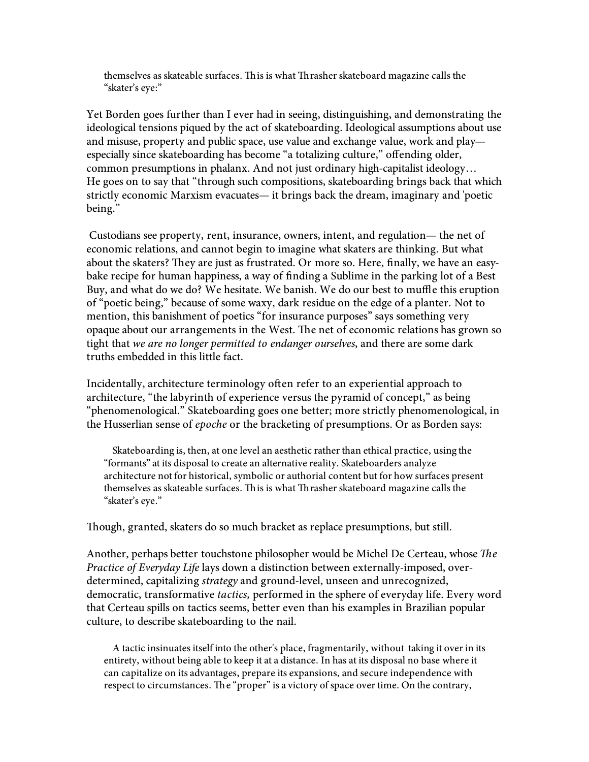> themselves as skateable surfaces. This is what Thrasher skateboard magazine calls the "skater's eye:"

Yet Borden goes further than I ever had in seeing, distinguishing, and demonstrating the ideological tensions piqued by the act of skateboarding. Ideological assumptions about use and misuse, property and public space, use value and exchange value, work and play— especially since skateboarding has become "a totalizing culture," offending older, common presumptions in phalanx. And not just ordinary high-capitalist ideology… He goes on to say that "through such compositions, skateboarding brings back that which strictly economic Marxism evacuates— it brings back the dream, imaginary and 'poetic being."

Custodians see property, rent, insurance, owners, intent, and regulation— the net of economic relations, and cannot begin to imagine what skaters are thinking. But what about the skaters? They are just as frustrated. Or more so. Here, finally, we have an easy-bake recipe for human happiness, a way of finding a Sublime in the parking lot of a Best Buy, and what do we do? We hesitate. We banish. We do our best to muffle this eruption of "poetic being," because of some waxy, dark residue on the edge of a planter. Not to mention, this banishment of poetics "for insurance purposes" says something very opaque about our arrangements in the West. The net of economic relations has grown so tight that *we are no longer permitted to endanger ourselves*, and there are some dark truths embedded in this little fact.

Incidentally, architecture terminology often refer to an experiential approach to architecture, "the labyrinth of experience versus the pyramid of concept," as being "phenomenological." Skateboarding goes one better; more strictly phenomenological, in the Husserlian sense of *epoche* or the bracketing of presumptions. Or as Borden says:

> Skateboarding is, then, at one level an aesthetic rather than ethical practice, using the "formants" at its disposal to create an alternative reality. Skateboarders analyze architecture not for historical, symbolic or authorial content but for how surfaces present themselves as skateable surfaces. This is what Thrasher skateboard magazine calls the "skater's eye."

Though, granted, skaters do so much bracket as replace presumptions, but still.

Another, perhaps better touchstone philosopher would be Michel De Certeau, whose *The Practice of Everyday Life* lays down a distinction between externally-imposed, over-determined, capitalizing *strategy* and ground-level, unseen and unrecognized, democratic, transformative *tactics,* performed in the sphere of everyday life. Every word that Certeau spills on tactics seems, better even than his examples in Brazilian popular culture, to describe skateboarding to the nail.

> A tactic insinuates itself into the other's place, fragmentarily, without taking it over in its entirety, without being able to keep it at a distance. In has at its disposal no base where it can capitalize on its advantages, prepare its expansions, and secure independence with respect to circumstances. The "proper" is a victory of space over time. On the contrary,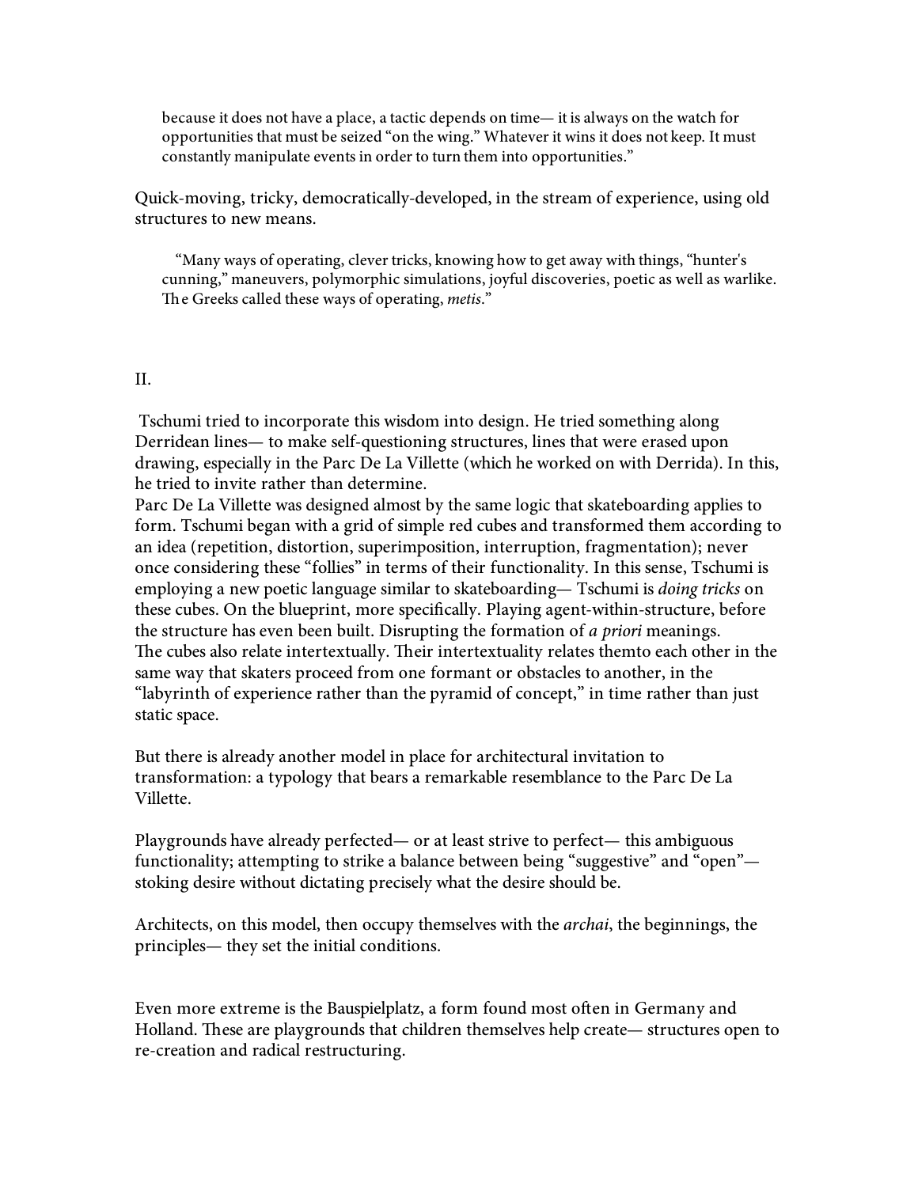> because it does not have a place, a tactic depends on time— it is always on the watch for opportunities that must be seized "on the wing." Whatever it wins it does not keep. It must constantly manipulate events in order to turn them into opportunities."

Quick-moving, tricky, democratically-developed, in the stream of experience, using old structures to new means.

> "Many ways of operating, clever tricks, knowing how to get away with things, "hunter's cunning," maneuvers, polymorphic simulations, joyful discoveries, poetic as well as warlike. The Greeks called these ways of operating, *metis*."

## II.

Tschumi tried to incorporate this wisdom into design. He tried something along Derridean lines— to make self-questioning structures, lines that were erased upon drawing, especially in the Parc De La Villette (which he worked on with Derrida). In this, he tried to invite rather than determine.
Parc De La Villette was designed almost by the same logic that skateboarding applies to form. Tschumi began with a grid of simple red cubes and transformed them according to an idea (repetition, distortion, superimposition, interruption, fragmentation); never once considering these "follies" in terms of their functionality. In this sense, Tschumi is employing a new poetic language similar to skateboarding— Tschumi is *doing tricks* on these cubes. On the blueprint, more specifically. Playing agent-within-structure, before the structure has even been built. Disrupting the formation of *a priori* meanings.
The cubes also relate intertextually. Their intertextuality relates themto each other in the same way that skaters proceed from one formant or obstacles to another, in the "labyrinth of experience rather than the pyramid of concept," in time rather than just static space.

But there is already another model in place for architectural invitation to transformation: a typology that bears a remarkable resemblance to the Parc De La Villette.

Playgrounds have already perfected— or at least strive to perfect— this ambiguous functionality; attempting to strike a balance between being "suggestive" and "open"— stoking desire without dictating precisely what the desire should be.

Architects, on this model, then occupy themselves with the *archai*, the beginnings, the principles— they set the initial conditions.

Even more extreme is the Bauspielplatz, a form found most often in Germany and Holland. These are playgrounds that children themselves help create— structures open to re-creation and radical restructuring.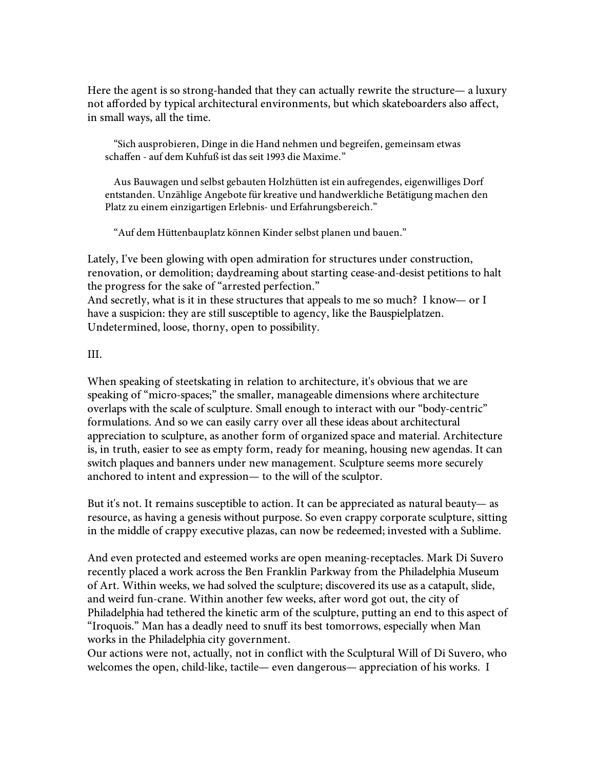Here the agent is so strong-handed that they can actually rewrite the structure— a luxury not afforded by typical architectural environments, but which skateboarders also affect, in small ways, all the time.

> "Sich ausprobieren, Dinge in die Hand nehmen und begreifen, gemeinsam etwas schaffen - auf dem Kuhfuß ist das seit 1993 die Maxime."
>
> Aus Bauwagen und selbst gebauten Holzhütten ist ein aufregendes, eigenwilliges Dorf entstanden. Unzählige Angebote für kreative und handwerkliche Betätigung machen den Platz zu einem einzigartigen Erlebnis- und Erfahrungsbereich."
>
> "Auf dem Hüttenbauplatz können Kinder selbst planen und bauen."

Lately, I've been glowing with open admiration for structures under construction, renovation, or demolition; daydreaming about starting cease-and-desist petitions to halt the progress for the sake of "arrested perfection."
And secretly, what is it in these structures that appeals to me so much? I know— or I have a suspicion: they are still susceptible to agency, like the Bauspielplatzen. Undetermined, loose, thorny, open to possibility.

III.

When speaking of steetskating in relation to architecture, it's obvious that we are speaking of "micro-spaces;" the smaller, manageable dimensions where architecture overlaps with the scale of sculpture. Small enough to interact with our "body-centric" formulations. And so we can easily carry over all these ideas about architectural appreciation to sculpture, as another form of organized space and material. Architecture is, in truth, easier to see as empty form, ready for meaning, housing new agendas. It can switch plaques and banners under new management. Sculpture seems more securely anchored to intent and expression— to the will of the sculptor.

But it's not. It remains susceptible to action. It can be appreciated as natural beauty— as resource, as having a genesis without purpose. So even crappy corporate sculpture, sitting in the middle of crappy executive plazas, can now be redeemed; invested with a Sublime.

And even protected and esteemed works are open meaning-receptacles. Mark Di Suvero recently placed a work across the Ben Franklin Parkway from the Philadelphia Museum of Art. Within weeks, we had solved the sculpture; discovered its use as a catapult, slide, and weird fun-crane. Within another few weeks, after word got out, the city of Philadelphia had tethered the kinetic arm of the sculpture, putting an end to this aspect of "Iroquois." Man has a deadly need to snuff its best tomorrows, especially when Man works in the Philadelphia city government.
Our actions were not, actually, not in conflict with the Sculptural Will of Di Suvero, who welcomes the open, child-like, tactile— even dangerous— appreciation of his works. I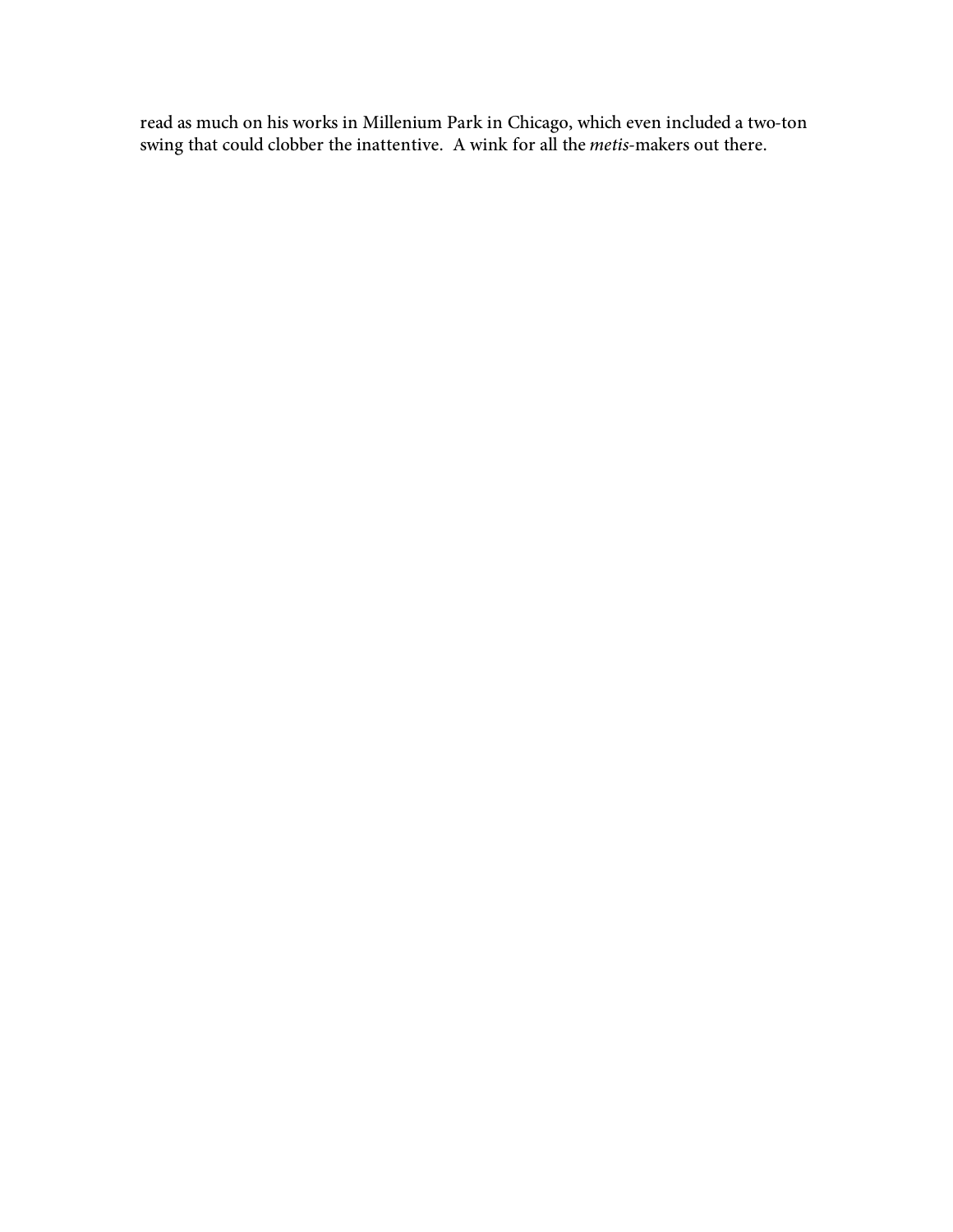read as much on his works in Millenium Park in Chicago, which even included a two-ton swing that could clobber the inattentive.  A wink for all the *metis*-makers out there.